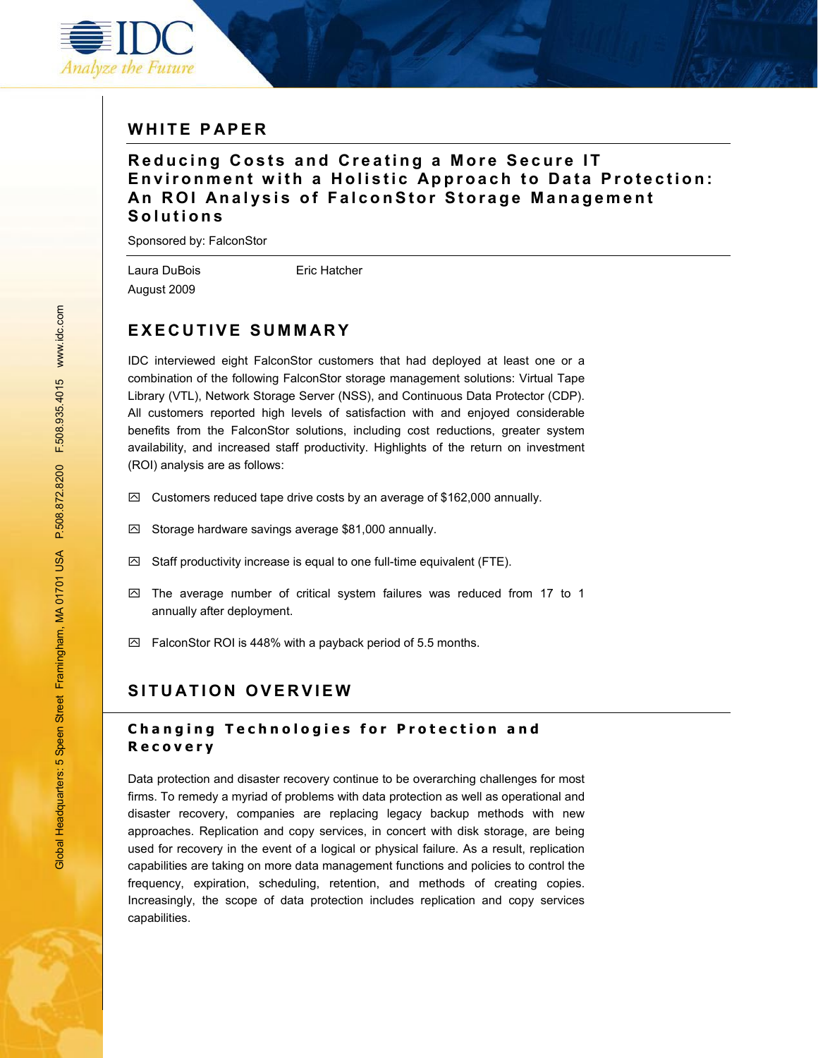# WHITE PAPER

## Reducing Costs and Creating a More Secure IT Environment with a Holistic Approach to Data Protection: An ROI Analysis of FalconStor Storage Management Solutions

Sponsored by: FalconStor

Laura DuBois    Eric Hatcher

August 2009

## EXECUTIVE SUMMARY

IDC interviewed eight FalconStor customers that had deployed at least one or a combination of the following FalconStor storage management solutions: Virtual Tape Library (VTL), Network Storage Server (NSS), and Continuous Data Protector (CDP). All customers reported high levels of satisfaction with and enjoyed considerable benefits from the FalconStor solutions, including cost reductions, greater system availability, and increased staff productivity. Highlights of the return on investment (ROI) analysis are as follows:

- Customers reduced tape drive costs by an average of $162,000 annually.
- Storage hardware savings average $81,000 annually.
- Staff productivity increase is equal to one full-time equivalent (FTE).
- The average number of critical system failures was reduced from 17 to 1 annually after deployment.
- FalconStor ROI is 448% with a payback period of 5.5 months.

## SITUATION OVERVIEW

### Changing Technologies for Protection and Recovery

Data protection and disaster recovery continue to be overarching challenges for most firms. To remedy a myriad of problems with data protection as well as operational and disaster recovery, companies are replacing legacy backup methods with new approaches. Replication and copy services, in concert with disk storage, are being used for recovery in the event of a logical or physical failure. As a result, replication capabilities are taking on more data management functions and policies to control the frequency, expiration, scheduling, retention, and methods of creating copies. Increasingly, the scope of data protection includes replication and copy services capabilities.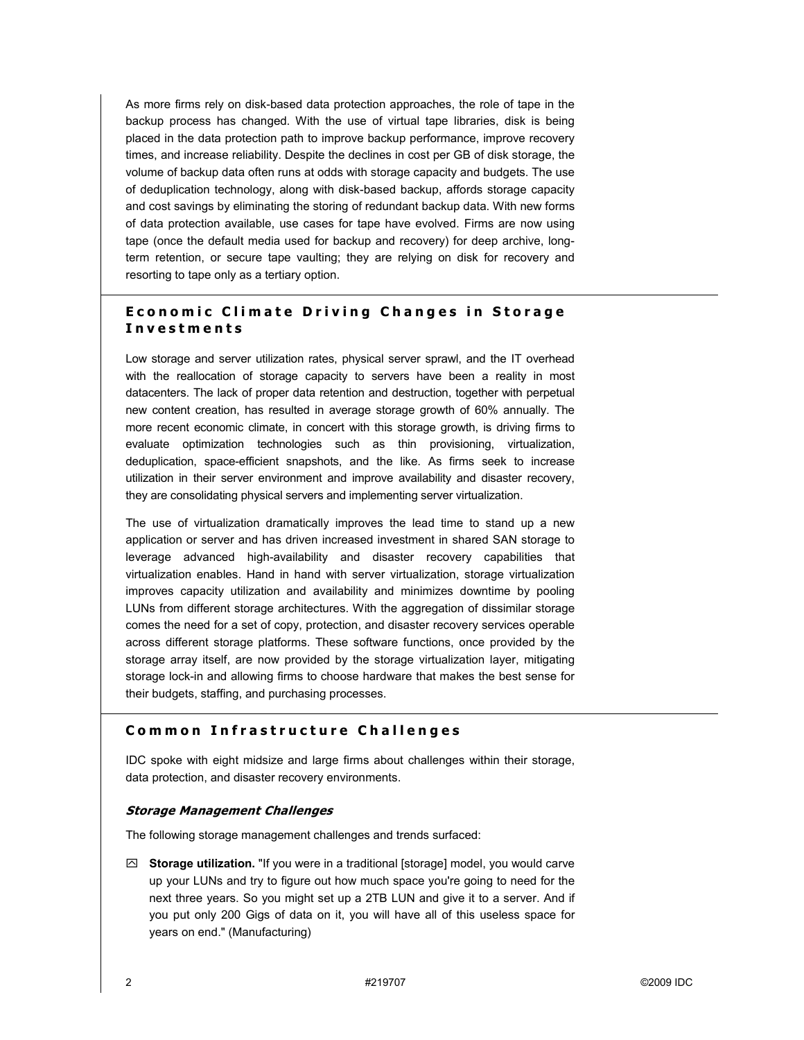As more firms rely on disk-based data protection approaches, the role of tape in the backup process has changed. With the use of virtual tape libraries, disk is being placed in the data protection path to improve backup performance, improve recovery times, and increase reliability. Despite the declines in cost per GB of disk storage, the volume of backup data often runs at odds with storage capacity and budgets. The use of deduplication technology, along with disk-based backup, affords storage capacity and cost savings by eliminating the storing of redundant backup data. With new forms of data protection available, use cases for tape have evolved. Firms are now using tape (once the default media used for backup and recovery) for deep archive, long-term retention, or secure tape vaulting; they are relying on disk for recovery and resorting to tape only as a tertiary option.

## Economic Climate Driving Changes in Storage Investments

Low storage and server utilization rates, physical server sprawl, and the IT overhead with the reallocation of storage capacity to servers have been a reality in most datacenters. The lack of proper data retention and destruction, together with perpetual new content creation, has resulted in average storage growth of 60% annually. The more recent economic climate, in concert with this storage growth, is driving firms to evaluate optimization technologies such as thin provisioning, virtualization, deduplication, space-efficient snapshots, and the like. As firms seek to increase utilization in their server environment and improve availability and disaster recovery, they are consolidating physical servers and implementing server virtualization.

The use of virtualization dramatically improves the lead time to stand up a new application or server and has driven increased investment in shared SAN storage to leverage advanced high-availability and disaster recovery capabilities that virtualization enables. Hand in hand with server virtualization, storage virtualization improves capacity utilization and availability and minimizes downtime by pooling LUNs from different storage architectures. With the aggregation of dissimilar storage comes the need for a set of copy, protection, and disaster recovery services operable across different storage platforms. These software functions, once provided by the storage array itself, are now provided by the storage virtualization layer, mitigating storage lock-in and allowing firms to choose hardware that makes the best sense for their budgets, staffing, and purchasing processes.

## Common Infrastructure Challenges

IDC spoke with eight midsize and large firms about challenges within their storage, data protection, and disaster recovery environments.

### *Storage Management Challenges*

The following storage management challenges and trends surfaced:

- **Storage utilization.** "If you were in a traditional [storage] model, you would carve up your LUNs and try to figure out how much space you're going to need for the next three years. So you might set up a 2TB LUN and give it to a server. And if you put only 200 Gigs of data on it, you will have all of this useless space for years on end." (Manufacturing)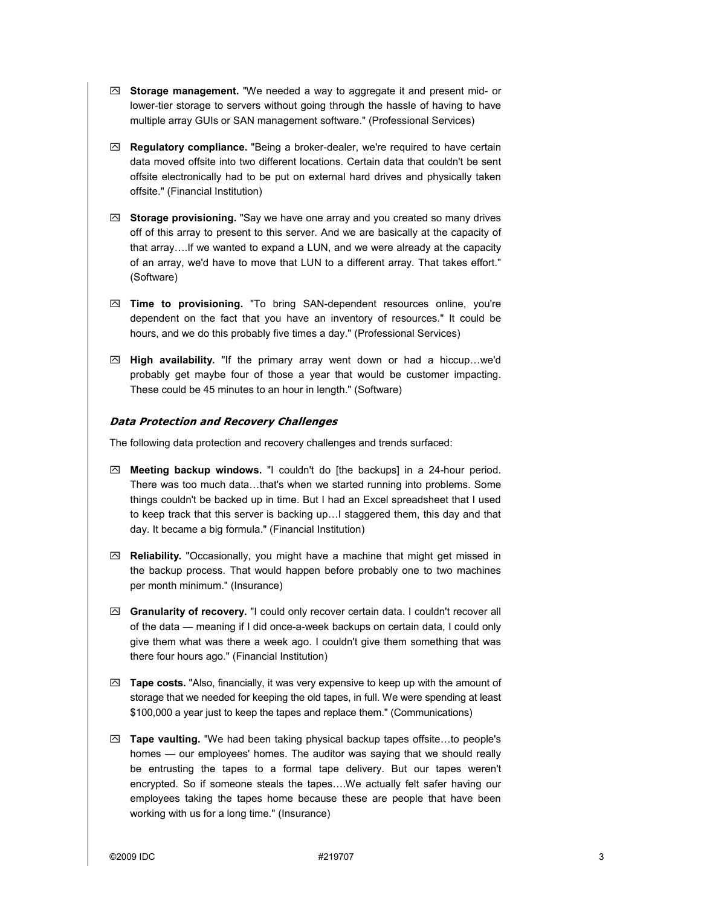- **Storage management.** "We needed a way to aggregate it and present mid- or lower-tier storage to servers without going through the hassle of having to have multiple array GUIs or SAN management software." (Professional Services)

- **Regulatory compliance.** "Being a broker-dealer, we're required to have certain data moved offsite into two different locations. Certain data that couldn't be sent offsite electronically had to be put on external hard drives and physically taken offsite." (Financial Institution)

- **Storage provisioning.** "Say we have one array and you created so many drives off of this array to present to this server. And we are basically at the capacity of that array….If we wanted to expand a LUN, and we were already at the capacity of an array, we'd have to move that LUN to a different array. That takes effort." (Software)

- **Time to provisioning.** "To bring SAN-dependent resources online, you're dependent on the fact that you have an inventory of resources." It could be hours, and we do this probably five times a day." (Professional Services)

- **High availability.** "If the primary array went down or had a hiccup…we'd probably get maybe four of those a year that would be customer impacting. These could be 45 minutes to an hour in length." (Software)

### *Data Protection and Recovery Challenges*

The following data protection and recovery challenges and trends surfaced:

- **Meeting backup windows.** "I couldn't do [the backups] in a 24-hour period. There was too much data…that's when we started running into problems. Some things couldn't be backed up in time. But I had an Excel spreadsheet that I used to keep track that this server is backing up…I staggered them, this day and that day. It became a big formula." (Financial Institution)

- **Reliability.** "Occasionally, you might have a machine that might get missed in the backup process. That would happen before probably one to two machines per month minimum." (Insurance)

- **Granularity of recovery.** "I could only recover certain data. I couldn't recover all of the data — meaning if I did once-a-week backups on certain data, I could only give them what was there a week ago. I couldn't give them something that was there four hours ago." (Financial Institution)

- **Tape costs.** "Also, financially, it was very expensive to keep up with the amount of storage that we needed for keeping the old tapes, in full. We were spending at least $100,000 a year just to keep the tapes and replace them." (Communications)

- **Tape vaulting.** "We had been taking physical backup tapes offsite…to people's homes — our employees' homes. The auditor was saying that we should really be entrusting the tapes to a formal tape delivery. But our tapes weren't encrypted. So if someone steals the tapes….We actually felt safer having our employees taking the tapes home because these are people that have been working with us for a long time." (Insurance)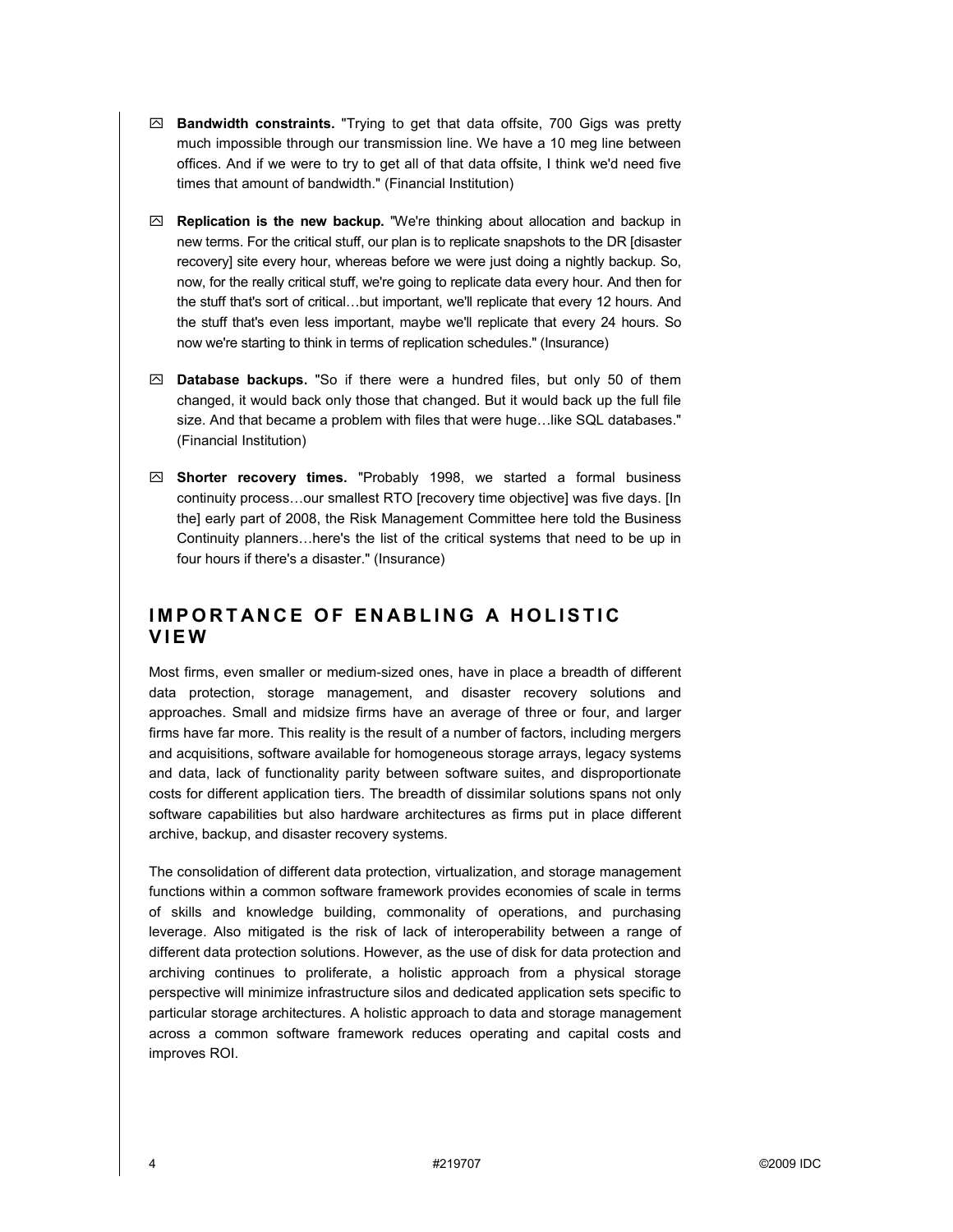- **Bandwidth constraints.** "Trying to get that data offsite, 700 Gigs was pretty much impossible through our transmission line. We have a 10 meg line between offices. And if we were to try to get all of that data offsite, I think we'd need five times that amount of bandwidth." (Financial Institution)

- **Replication is the new backup.** "We're thinking about allocation and backup in new terms. For the critical stuff, our plan is to replicate snapshots to the DR [disaster recovery] site every hour, whereas before we were just doing a nightly backup. So, now, for the really critical stuff, we're going to replicate data every hour. And then for the stuff that's sort of critical…but important, we'll replicate that every 12 hours. And the stuff that's even less important, maybe we'll replicate that every 24 hours. So now we're starting to think in terms of replication schedules." (Insurance)

- **Database backups.** "So if there were a hundred files, but only 50 of them changed, it would back only those that changed. But it would back up the full file size. And that became a problem with files that were huge…like SQL databases." (Financial Institution)

- **Shorter recovery times.** "Probably 1998, we started a formal business continuity process…our smallest RTO [recovery time objective] was five days. [In the] early part of 2008, the Risk Management Committee here told the Business Continuity planners…here's the list of the critical systems that need to be up in four hours if there's a disaster." (Insurance)

## IMPORTANCE OF ENABLING A HOLISTIC VIEW

Most firms, even smaller or medium-sized ones, have in place a breadth of different data protection, storage management, and disaster recovery solutions and approaches. Small and midsize firms have an average of three or four, and larger firms have far more. This reality is the result of a number of factors, including mergers and acquisitions, software available for homogeneous storage arrays, legacy systems and data, lack of functionality parity between software suites, and disproportionate costs for different application tiers. The breadth of dissimilar solutions spans not only software capabilities but also hardware architectures as firms put in place different archive, backup, and disaster recovery systems.

The consolidation of different data protection, virtualization, and storage management functions within a common software framework provides economies of scale in terms of skills and knowledge building, commonality of operations, and purchasing leverage. Also mitigated is the risk of lack of interoperability between a range of different data protection solutions. However, as the use of disk for data protection and archiving continues to proliferate, a holistic approach from a physical storage perspective will minimize infrastructure silos and dedicated application sets specific to particular storage architectures. A holistic approach to data and storage management across a common software framework reduces operating and capital costs and improves ROI.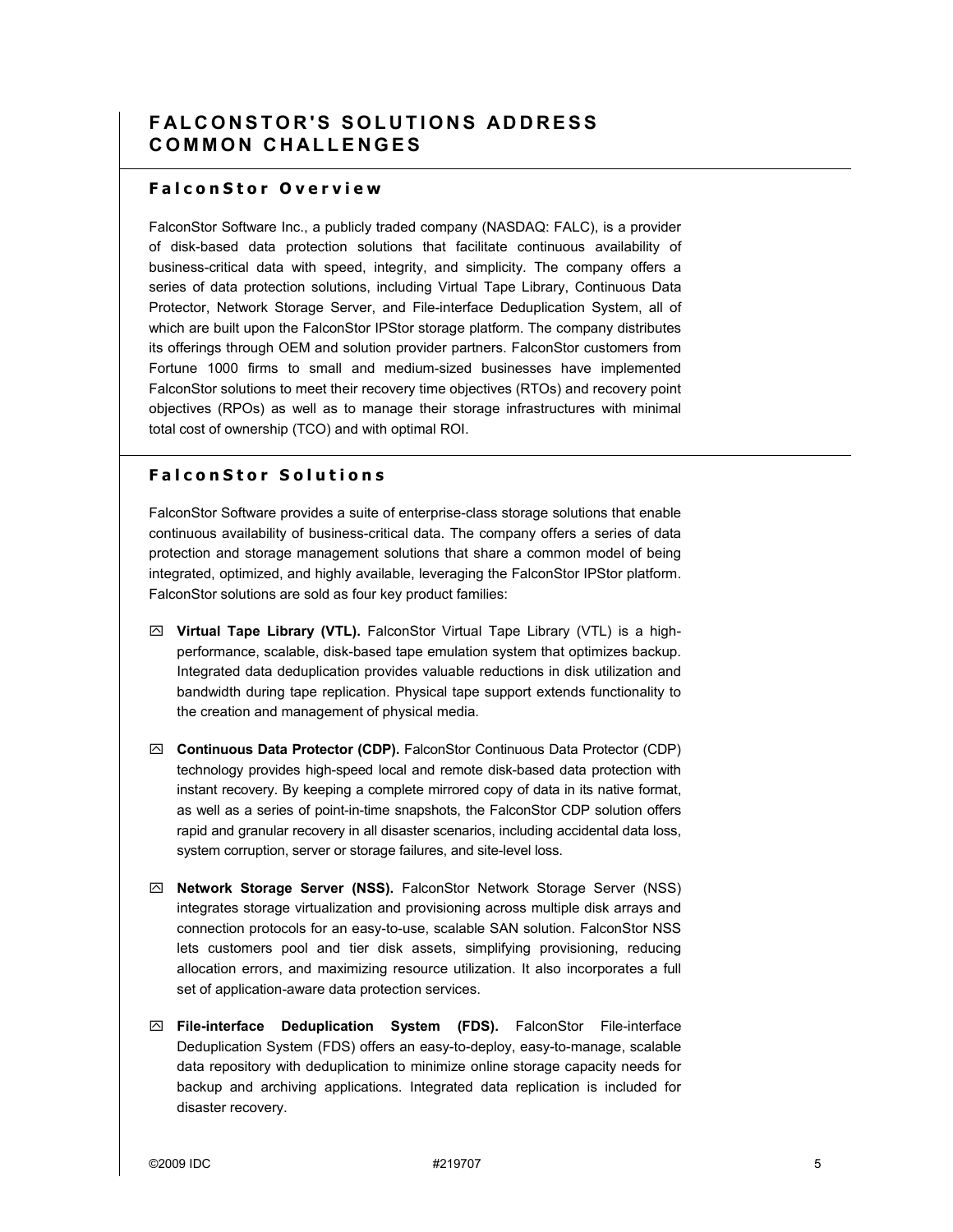# FALCONSTOR'S SOLUTIONS ADDRESS COMMON CHALLENGES

## FalconStor Overview

FalconStor Software Inc., a publicly traded company (NASDAQ: FALC), is a provider of disk-based data protection solutions that facilitate continuous availability of business-critical data with speed, integrity, and simplicity. The company offers a series of data protection solutions, including Virtual Tape Library, Continuous Data Protector, Network Storage Server, and File-interface Deduplication System, all of which are built upon the FalconStor IPStor storage platform. The company distributes its offerings through OEM and solution provider partners. FalconStor customers from Fortune 1000 firms to small and medium-sized businesses have implemented FalconStor solutions to meet their recovery time objectives (RTOs) and recovery point objectives (RPOs) as well as to manage their storage infrastructures with minimal total cost of ownership (TCO) and with optimal ROI.

## FalconStor Solutions

FalconStor Software provides a suite of enterprise-class storage solutions that enable continuous availability of business-critical data. The company offers a series of data protection and storage management solutions that share a common model of being integrated, optimized, and highly available, leveraging the FalconStor IPStor platform. FalconStor solutions are sold as four key product families:

- **Virtual Tape Library (VTL).** FalconStor Virtual Tape Library (VTL) is a high-performance, scalable, disk-based tape emulation system that optimizes backup. Integrated data deduplication provides valuable reductions in disk utilization and bandwidth during tape replication. Physical tape support extends functionality to the creation and management of physical media.

- **Continuous Data Protector (CDP).** FalconStor Continuous Data Protector (CDP) technology provides high-speed local and remote disk-based data protection with instant recovery. By keeping a complete mirrored copy of data in its native format, as well as a series of point-in-time snapshots, the FalconStor CDP solution offers rapid and granular recovery in all disaster scenarios, including accidental data loss, system corruption, server or storage failures, and site-level loss.

- **Network Storage Server (NSS).** FalconStor Network Storage Server (NSS) integrates storage virtualization and provisioning across multiple disk arrays and connection protocols for an easy-to-use, scalable SAN solution. FalconStor NSS lets customers pool and tier disk assets, simplifying provisioning, reducing allocation errors, and maximizing resource utilization. It also incorporates a full set of application-aware data protection services.

- **File-interface Deduplication System (FDS).** FalconStor File-interface Deduplication System (FDS) offers an easy-to-deploy, easy-to-manage, scalable data repository with deduplication to minimize online storage capacity needs for backup and archiving applications. Integrated data replication is included for disaster recovery.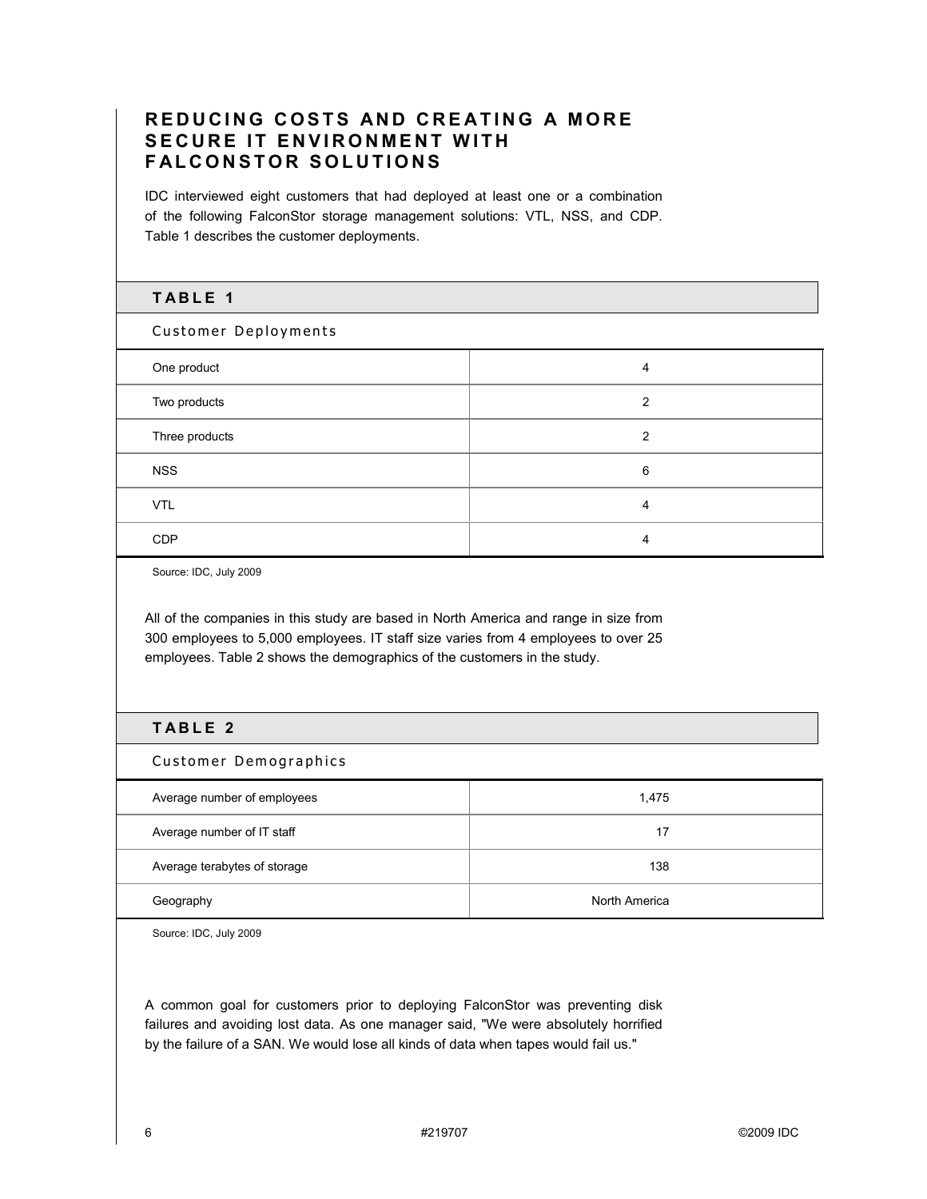## REDUCING COSTS AND CREATING A MORE SECURE IT ENVIRONMENT WITH FALCONSTOR SOLUTIONS

IDC interviewed eight customers that had deployed at least one or a combination of the following FalconStor storage management solutions: VTL, NSS, and CDP. Table 1 describes the customer deployments.

**TABLE 1**

Customer Deployments

| | |
|---|---|
| One product | 4 |
| Two products | 2 |
| Three products | 2 |
| NSS | 6 |
| VTL | 4 |
| CDP | 4 |

Source: IDC, July 2009

All of the companies in this study are based in North America and range in size from 300 employees to 5,000 employees. IT staff size varies from 4 employees to over 25 employees. Table 2 shows the demographics of the customers in the study.

**TABLE 2**

Customer Demographics

| | |
|---|---|
| Average number of employees | 1,475 |
| Average number of IT staff | 17 |
| Average terabytes of storage | 138 |
| Geography | North America |

Source: IDC, July 2009

A common goal for customers prior to deploying FalconStor was preventing disk failures and avoiding lost data. As one manager said, "We were absolutely horrified by the failure of a SAN. We would lose all kinds of data when tapes would fail us."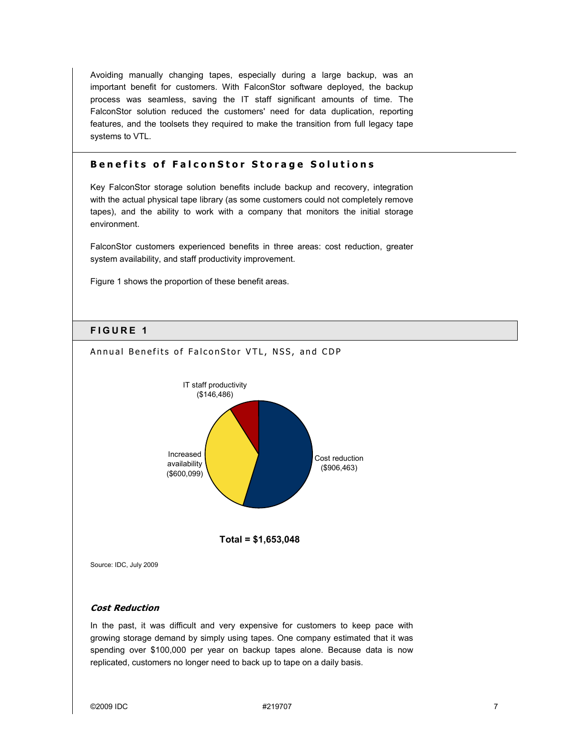Avoiding manually changing tapes, especially during a large backup, was an important benefit for customers. With FalconStor software deployed, the backup process was seamless, saving the IT staff significant amounts of time. The FalconStor solution reduced the customers' need for data duplication, reporting features, and the toolsets they required to make the transition from full legacy tape systems to VTL.

## Benefits of FalconStor Storage Solutions

Key FalconStor storage solution benefits include backup and recovery, integration with the actual physical tape library (as some customers could not completely remove tapes), and the ability to work with a company that monitors the initial storage environment.

FalconStor customers experienced benefits in three areas: cost reduction, greater system availability, and staff productivity improvement.

Figure 1 shows the proportion of these benefit areas.

### FIGURE 1

Annual Benefits of FalconStor VTL, NSS, and CDP

IT staff productivity ($146,486)

Increased availability ($600,099)

Cost reduction ($906,463)

**Total = $1,653,048**

Source: IDC, July 2009

### *Cost Reduction*

In the past, it was difficult and very expensive for customers to keep pace with growing storage demand by simply using tapes. One company estimated that it was spending over $100,000 per year on backup tapes alone. Because data is now replicated, customers no longer need to back up to tape on a daily basis.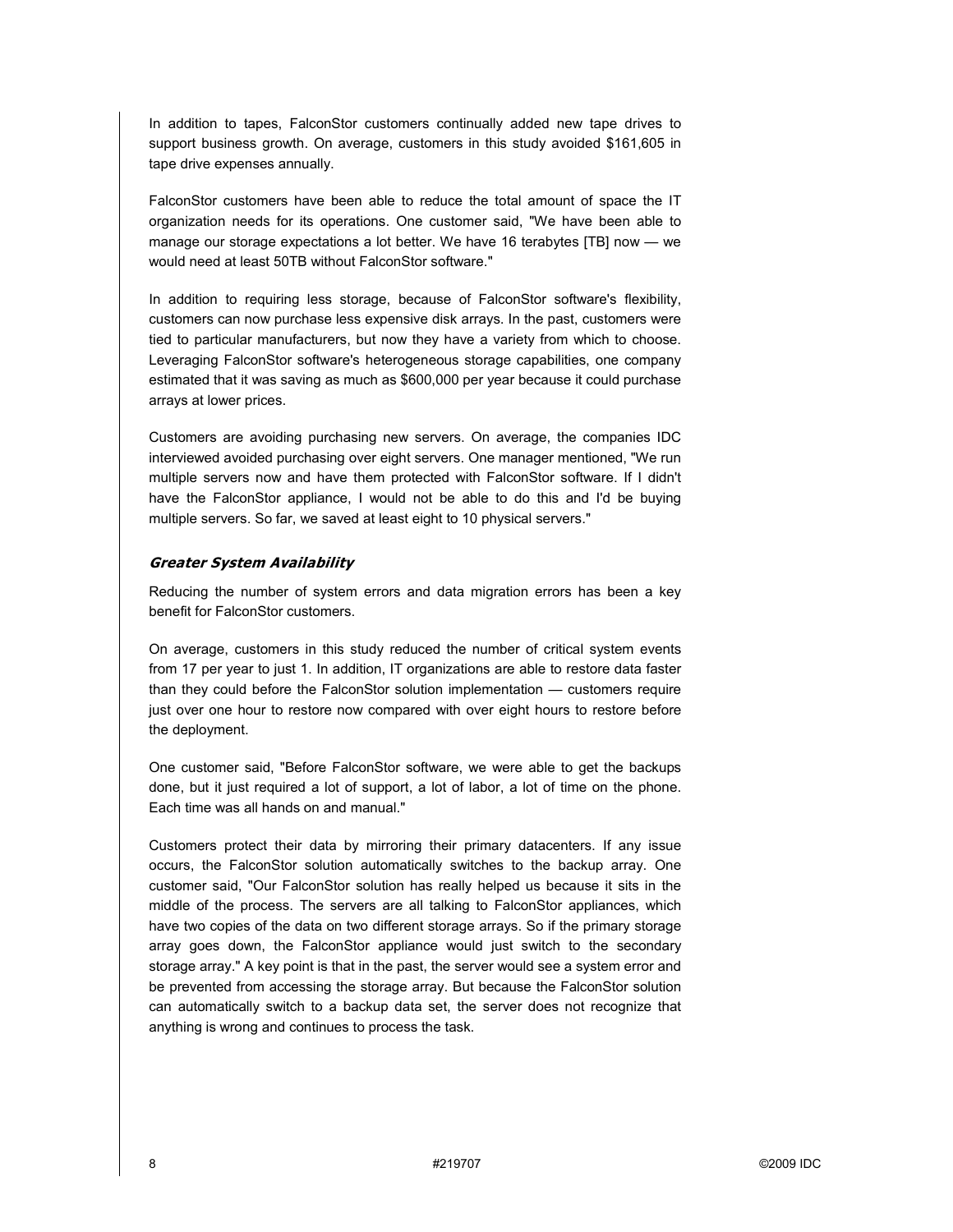In addition to tapes, FalconStor customers continually added new tape drives to support business growth. On average, customers in this study avoided $161,605 in tape drive expenses annually.

FalconStor customers have been able to reduce the total amount of space the IT organization needs for its operations. One customer said, "We have been able to manage our storage expectations a lot better. We have 16 terabytes [TB] now — we would need at least 50TB without FalconStor software."

In addition to requiring less storage, because of FalconStor software's flexibility, customers can now purchase less expensive disk arrays. In the past, customers were tied to particular manufacturers, but now they have a variety from which to choose. Leveraging FalconStor software's heterogeneous storage capabilities, one company estimated that it was saving as much as $600,000 per year because it could purchase arrays at lower prices.

Customers are avoiding purchasing new servers. On average, the companies IDC interviewed avoided purchasing over eight servers. One manager mentioned, "We run multiple servers now and have them protected with FalconStor software. If I didn't have the FalconStor appliance, I would not be able to do this and I'd be buying multiple servers. So far, we saved at least eight to 10 physical servers."

### *Greater System Availability*

Reducing the number of system errors and data migration errors has been a key benefit for FalconStor customers.

On average, customers in this study reduced the number of critical system events from 17 per year to just 1. In addition, IT organizations are able to restore data faster than they could before the FalconStor solution implementation — customers require just over one hour to restore now compared with over eight hours to restore before the deployment.

One customer said, "Before FalconStor software, we were able to get the backups done, but it just required a lot of support, a lot of labor, a lot of time on the phone. Each time was all hands on and manual."

Customers protect their data by mirroring their primary datacenters. If any issue occurs, the FalconStor solution automatically switches to the backup array. One customer said, "Our FalconStor solution has really helped us because it sits in the middle of the process. The servers are all talking to FalconStor appliances, which have two copies of the data on two different storage arrays. So if the primary storage array goes down, the FalconStor appliance would just switch to the secondary storage array." A key point is that in the past, the server would see a system error and be prevented from accessing the storage array. But because the FalconStor solution can automatically switch to a backup data set, the server does not recognize that anything is wrong and continues to process the task.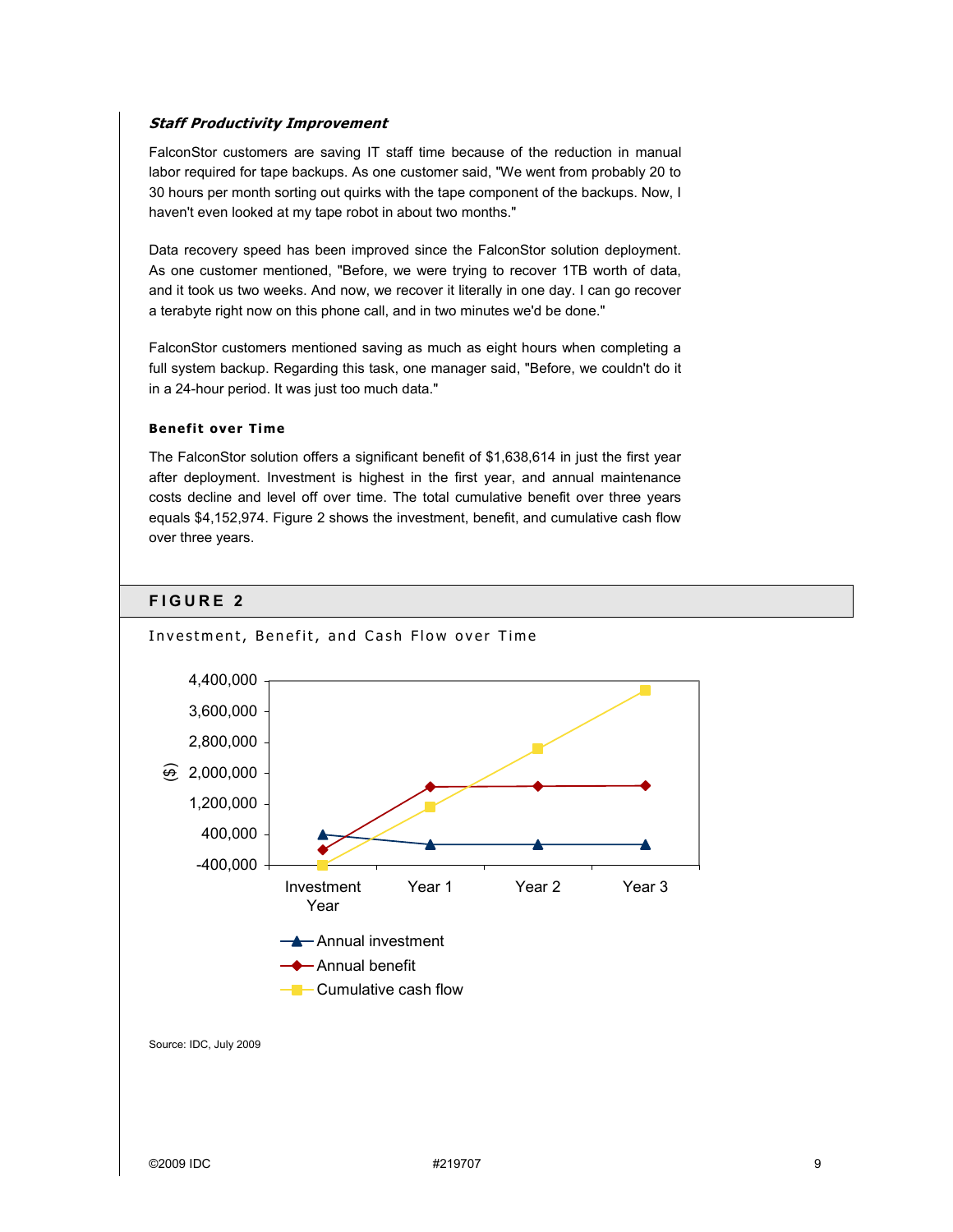### *Staff Productivity Improvement*

FalconStor customers are saving IT staff time because of the reduction in manual labor required for tape backups. As one customer said, "We went from probably 20 to 30 hours per month sorting out quirks with the tape component of the backups. Now, I haven't even looked at my tape robot in about two months."

Data recovery speed has been improved since the FalconStor solution deployment. As one customer mentioned, "Before, we were trying to recover 1TB worth of data, and it took us two weeks. And now, we recover it literally in one day. I can go recover a terabyte right now on this phone call, and in two minutes we'd be done."

FalconStor customers mentioned saving as much as eight hours when completing a full system backup. Regarding this task, one manager said, "Before, we couldn't do it in a 24-hour period. It was just too much data."

#### Benefit over Time

The FalconStor solution offers a significant benefit of $1,638,614 in just the first year after deployment. Investment is highest in the first year, and annual maintenance costs decline and level off over time. The total cumulative benefit over three years equals $4,152,974. Figure 2 shows the investment, benefit, and cumulative cash flow over three years.

## FIGURE 2

Investment, Benefit, and Cash Flow over Time

Source: IDC, July 2009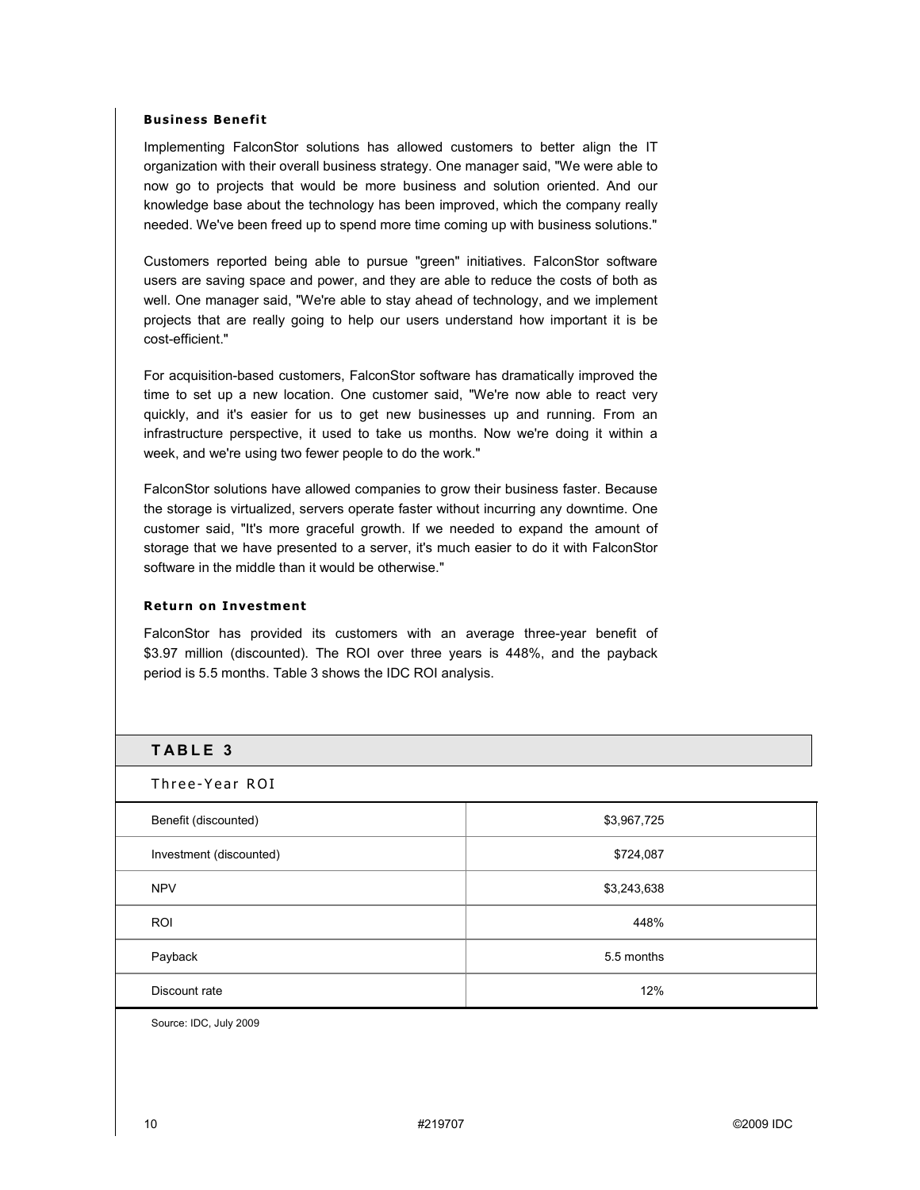### Business Benefit

Implementing FalconStor solutions has allowed customers to better align the IT organization with their overall business strategy. One manager said, "We were able to now go to projects that would be more business and solution oriented. And our knowledge base about the technology has been improved, which the company really needed. We've been freed up to spend more time coming up with business solutions."

Customers reported being able to pursue "green" initiatives. FalconStor software users are saving space and power, and they are able to reduce the costs of both as well. One manager said, "We're able to stay ahead of technology, and we implement projects that are really going to help our users understand how important it is be cost-efficient."

For acquisition-based customers, FalconStor software has dramatically improved the time to set up a new location. One customer said, "We're now able to react very quickly, and it's easier for us to get new businesses up and running. From an infrastructure perspective, it used to take us months. Now we're doing it within a week, and we're using two fewer people to do the work."

FalconStor solutions have allowed companies to grow their business faster. Because the storage is virtualized, servers operate faster without incurring any downtime. One customer said, "It's more graceful growth. If we needed to expand the amount of storage that we have presented to a server, it's much easier to do it with FalconStor software in the middle than it would be otherwise."

### Return on Investment

FalconStor has provided its customers with an average three-year benefit of $3.97 million (discounted). The ROI over three years is 448%, and the payback period is 5.5 months. Table 3 shows the IDC ROI analysis.

**TABLE 3**

Three-Year ROI

| | |
|---|---|
| Benefit (discounted) | $3,967,725 |
| Investment (discounted) | $724,087 |
| NPV | $3,243,638 |
| ROI | 448% |
| Payback | 5.5 months |
| Discount rate | 12% |

Source: IDC, July 2009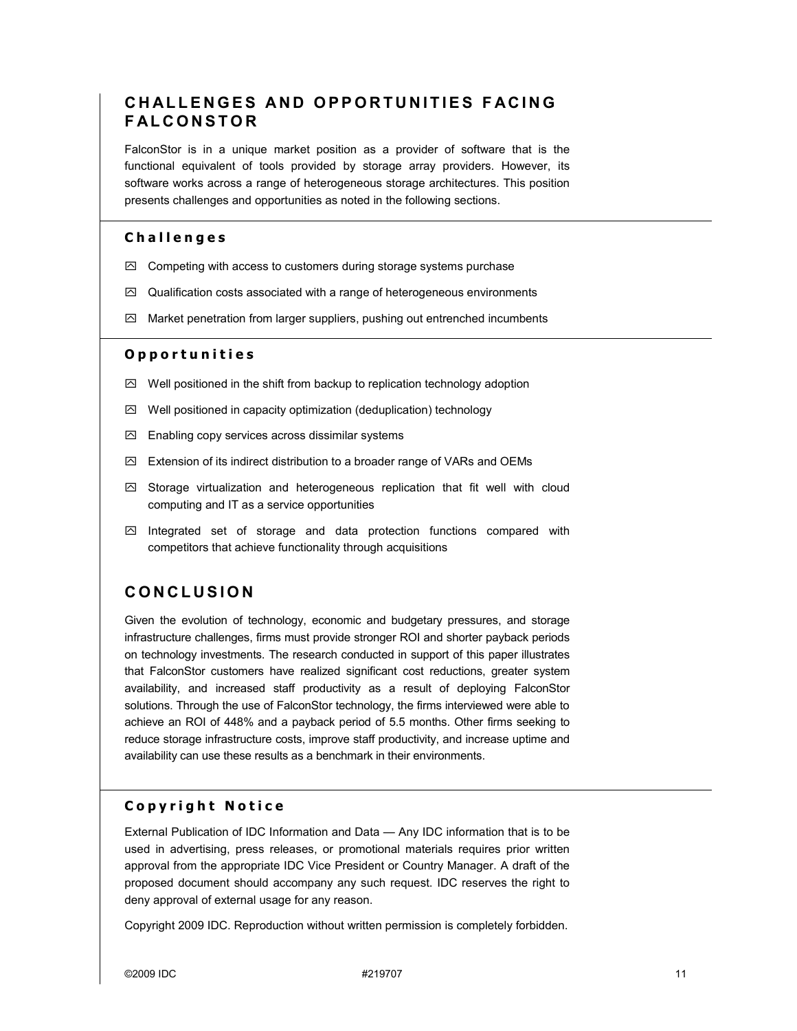## CHALLENGES AND OPPORTUNITIES FACING FALCONSTOR

FalconStor is in a unique market position as a provider of software that is the functional equivalent of tools provided by storage array providers. However, its software works across a range of heterogeneous storage architectures. This position presents challenges and opportunities as noted in the following sections.

### Challenges

- Competing with access to customers during storage systems purchase
- Qualification costs associated with a range of heterogeneous environments
- Market penetration from larger suppliers, pushing out entrenched incumbents

### Opportunities

- Well positioned in the shift from backup to replication technology adoption
- Well positioned in capacity optimization (deduplication) technology
- Enabling copy services across dissimilar systems
- Extension of its indirect distribution to a broader range of VARs and OEMs
- Storage virtualization and heterogeneous replication that fit well with cloud computing and IT as a service opportunities
- Integrated set of storage and data protection functions compared with competitors that achieve functionality through acquisitions

## CONCLUSION

Given the evolution of technology, economic and budgetary pressures, and storage infrastructure challenges, firms must provide stronger ROI and shorter payback periods on technology investments. The research conducted in support of this paper illustrates that FalconStor customers have realized significant cost reductions, greater system availability, and increased staff productivity as a result of deploying FalconStor solutions. Through the use of FalconStor technology, the firms interviewed were able to achieve an ROI of 448% and a payback period of 5.5 months. Other firms seeking to reduce storage infrastructure costs, improve staff productivity, and increase uptime and availability can use these results as a benchmark in their environments.

### Copyright Notice

External Publication of IDC Information and Data — Any IDC information that is to be used in advertising, press releases, or promotional materials requires prior written approval from the appropriate IDC Vice President or Country Manager. A draft of the proposed document should accompany any such request. IDC reserves the right to deny approval of external usage for any reason.

Copyright 2009 IDC. Reproduction without written permission is completely forbidden.